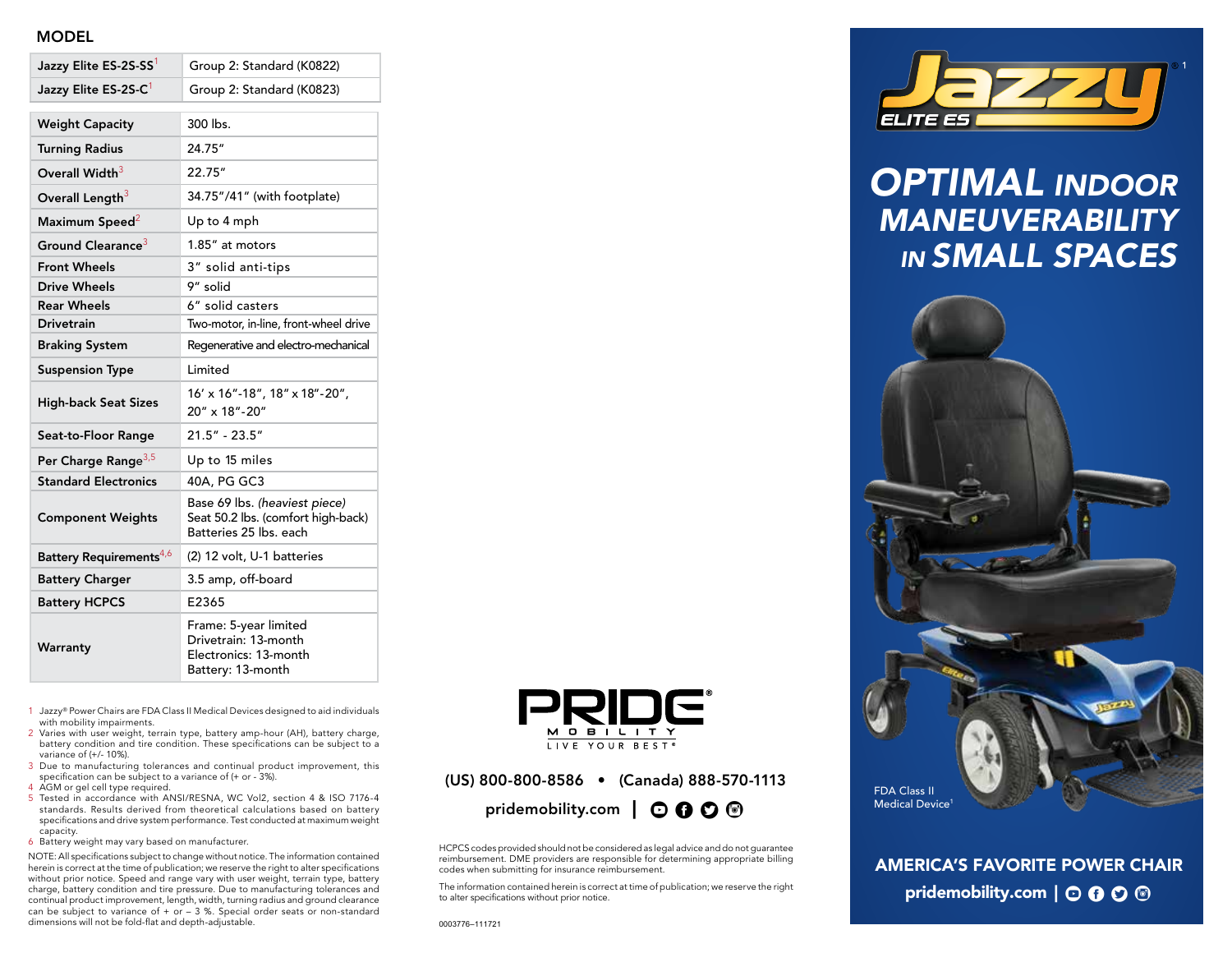## MODEL

| | |
|---|---|
| Jazzy Elite ES-2S-SS[1] | Group 2: Standard (K0822) |
| Jazzy Elite ES-2S-C[1] | Group 2: Standard (K0823) |

| | |
|---|---|
| Weight Capacity | 300 lbs. |
| Turning Radius | 24.75″ |
| Overall Width[3] | 22.75″ |
| Overall Length[3] | 34.75″/41″ (with footplate) |
| Maximum Speed[2] | Up to 4 mph |
| Ground Clearance[3] | 1.85″ at motors |
| Front Wheels | 3″ solid anti-tips |
| Drive Wheels | 9″ solid |
| Rear Wheels | 6″ solid casters |
| Drivetrain | Two-motor, in-line, front-wheel drive |
| Braking System | Regenerative and electro-mechanical |
| Suspension Type | Limited |
| High-back Seat Sizes | 16′ x 16″-18″, 18″ x 18″-20″, 20″ x 18″-20″ |
| Seat-to-Floor Range | 21.5″ - 23.5″ |
| Per Charge Range[3,5] | Up to 15 miles |
| Standard Electronics | 40A, PG GC3 |
| Component Weights | Base 69 lbs. *(heaviest piece)*<br>Seat 50.2 lbs. (comfort high-back)<br>Batteries 25 lbs. each |
| Battery Requirements[4,6] | (2) 12 volt, U-1 batteries |
| Battery Charger | 3.5 amp, off-board |
| Battery HCPCS | E2365 |
| Warranty | Frame: 5-year limited<br>Drivetrain: 13-month<br>Electronics: 13-month<br>Battery: 13-month |

1. Jazzy® Power Chairs are FDA Class II Medical Devices designed to aid individuals with mobility impairments.
2. Varies with user weight, terrain type, battery amp-hour (AH), battery charge, battery condition and tire condition. These specifications can be subject to a variance of (+/- 10%).
3. Due to manufacturing tolerances and continual product improvement, this specification can be subject to a variance of (+ or - 3%).
4. AGM or gel cell type required.
5. Tested in accordance with ANSI/RESNA, WC Vol2, section 4 & ISO 7176-4 standards. Results derived from theoretical calculations based on battery specifications and drive system performance. Test conducted at maximum weight capacity.
6. Battery weight may vary based on manufacturer.

NOTE: All specifications subject to change without notice. The information contained herein is correct at the time of publication; we reserve the right to alter specifications without prior notice. Speed and range vary with user weight, terrain type, battery charge, battery condition and tire pressure. Due to manufacturing tolerances and continual product improvement, length, width, turning radius and ground clearance can be subject to variance of + or – 3 %. Special order seats or non-standard dimensions will not be fold-flat and depth-adjustable.

PRIDE® MOBILITY
LIVE YOUR BEST®

(US) 800-800-8586 • (Canada) 888-570-1113

pridemobility.com |

HCPCS codes provided should not be considered as legal advice and do not guarantee reimbursement. DME providers are responsible for determining appropriate billing codes when submitting for insurance reimbursement.

The information contained herein is correct at time of publication; we reserve the right to alter specifications without prior notice.

0003776–111721

# Jazzy®[1] ELITE ES

## OPTIMAL INDOOR MANEUVERABILITY IN SMALL SPACES

FDA Class II Medical Device[1]

**AMERICA'S FAVORITE POWER CHAIR**

**pridemobility.com |**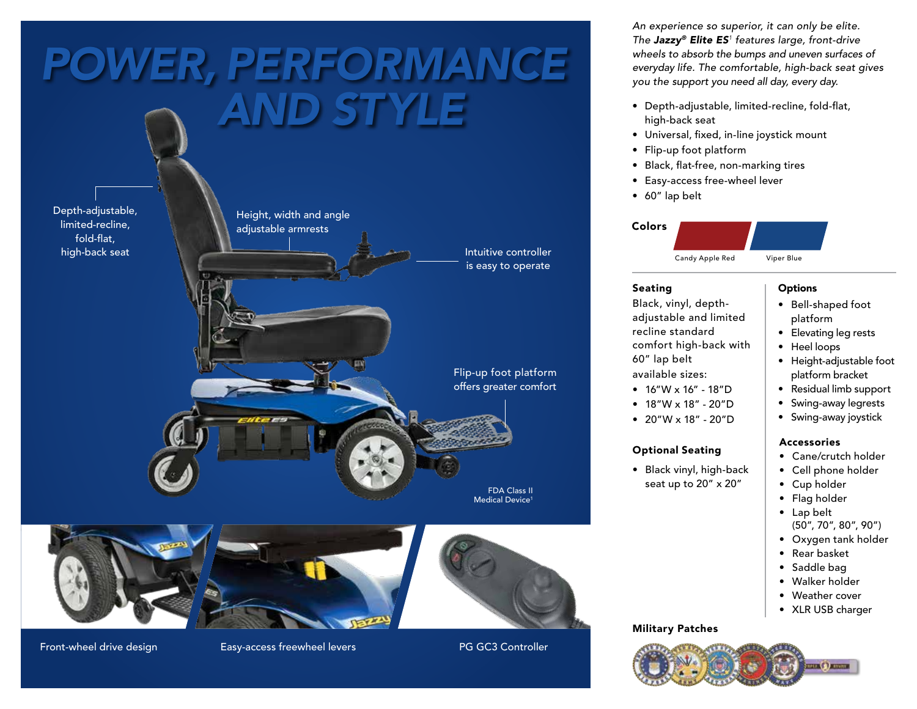# POWER, PERFORMANCE AND STYLE

Depth-adjustable, limited-recline, fold-flat, high-back seat

Height, width and angle adjustable armrests

Intuitive controller is easy to operate

Flip-up foot platform offers greater comfort

FDA Class II Medical Device[1]

Front-wheel drive design

Easy-access freewheel levers

PG GC3 Controller

*An experience so superior, it can only be elite. The **Jazzy® Elite ES**[1] features large, front-drive wheels to absorb the bumps and uneven surfaces of everyday life. The comfortable, high-back seat gives you the support you need all day, every day.*

- Depth-adjustable, limited-recline, fold-flat, high-back seat
- Universal, fixed, in-line joystick mount
- Flip-up foot platform
- Black, flat-free, non-marking tires
- Easy-access free-wheel lever
- 60″ lap belt

**Colors**

Candy Apple Red

Viper Blue

**Seating**

Black, vinyl, depth-adjustable and limited recline standard comfort high-back with 60″ lap belt

available sizes:

- 16″W x 16″ - 18″D
- 18″W x 18″ - 20″D
- 20″W x 18″ - 20″D

**Optional Seating**

- Black vinyl, high-back seat up to 20″ x 20″

**Options**

- Bell-shaped foot platform
- Elevating leg rests
- Heel loops
- Height-adjustable foot platform bracket
- Residual limb support
- Swing-away legrests
- Swing-away joystick

**Accessories**

- Cane/crutch holder
- Cell phone holder
- Cup holder
- Flag holder
- Lap belt (50″, 70″, 80″, 90″)
- Oxygen tank holder
- Rear basket
- Saddle bag
- Walker holder
- Weather cover
- XLR USB charger

**Military Patches**